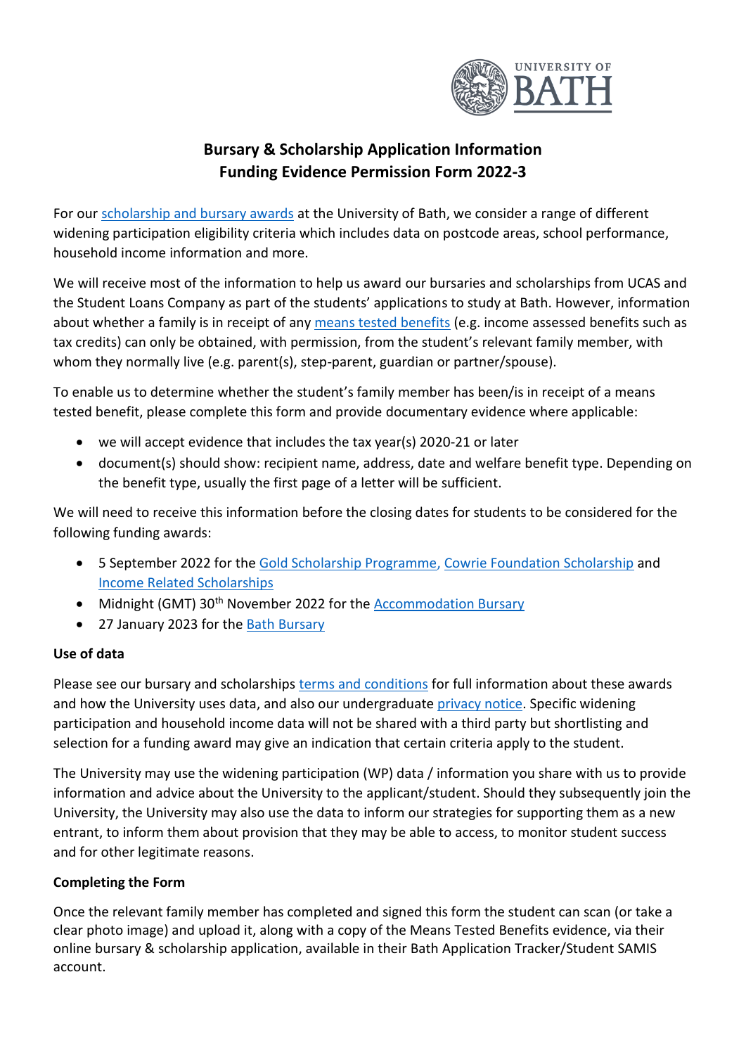# Bursary & Scholarship Application Information
# Funding Evidence Permission Form 2022-3

For our scholarship and bursary awards at the University of Bath, we consider a range of different widening participation eligibility criteria which includes data on postcode areas, school performance, household income information and more.

We will receive most of the information to help us award our bursaries and scholarships from UCAS and the Student Loans Company as part of the students' applications to study at Bath. However, information about whether a family is in receipt of any means tested benefits (e.g. income assessed benefits such as tax credits) can only be obtained, with permission, from the student's relevant family member, with whom they normally live (e.g. parent(s), step-parent, guardian or partner/spouse).

To enable us to determine whether the student's family member has been/is in receipt of a means tested benefit, please complete this form and provide documentary evidence where applicable:

- we will accept evidence that includes the tax year(s) 2020-21 or later
- document(s) should show: recipient name, address, date and welfare benefit type. Depending on the benefit type, usually the first page of a letter will be sufficient.

We will need to receive this information before the closing dates for students to be considered for the following funding awards:

- 5 September 2022 for the Gold Scholarship Programme, Cowrie Foundation Scholarship and Income Related Scholarships
- Midnight (GMT) 30th November 2022 for the Accommodation Bursary
- 27 January 2023 for the Bath Bursary

**Use of data**

Please see our bursary and scholarships terms and conditions for full information about these awards and how the University uses data, and also our undergraduate privacy notice. Specific widening participation and household income data will not be shared with a third party but shortlisting and selection for a funding award may give an indication that certain criteria apply to the student.

The University may use the widening participation (WP) data / information you share with us to provide information and advice about the University to the applicant/student. Should they subsequently join the University, the University may also use the data to inform our strategies for supporting them as a new entrant, to inform them about provision that they may be able to access, to monitor student success and for other legitimate reasons.

**Completing the Form**

Once the relevant family member has completed and signed this form the student can scan (or take a clear photo image) and upload it, along with a copy of the Means Tested Benefits evidence, via their online bursary & scholarship application, available in their Bath Application Tracker/Student SAMIS account.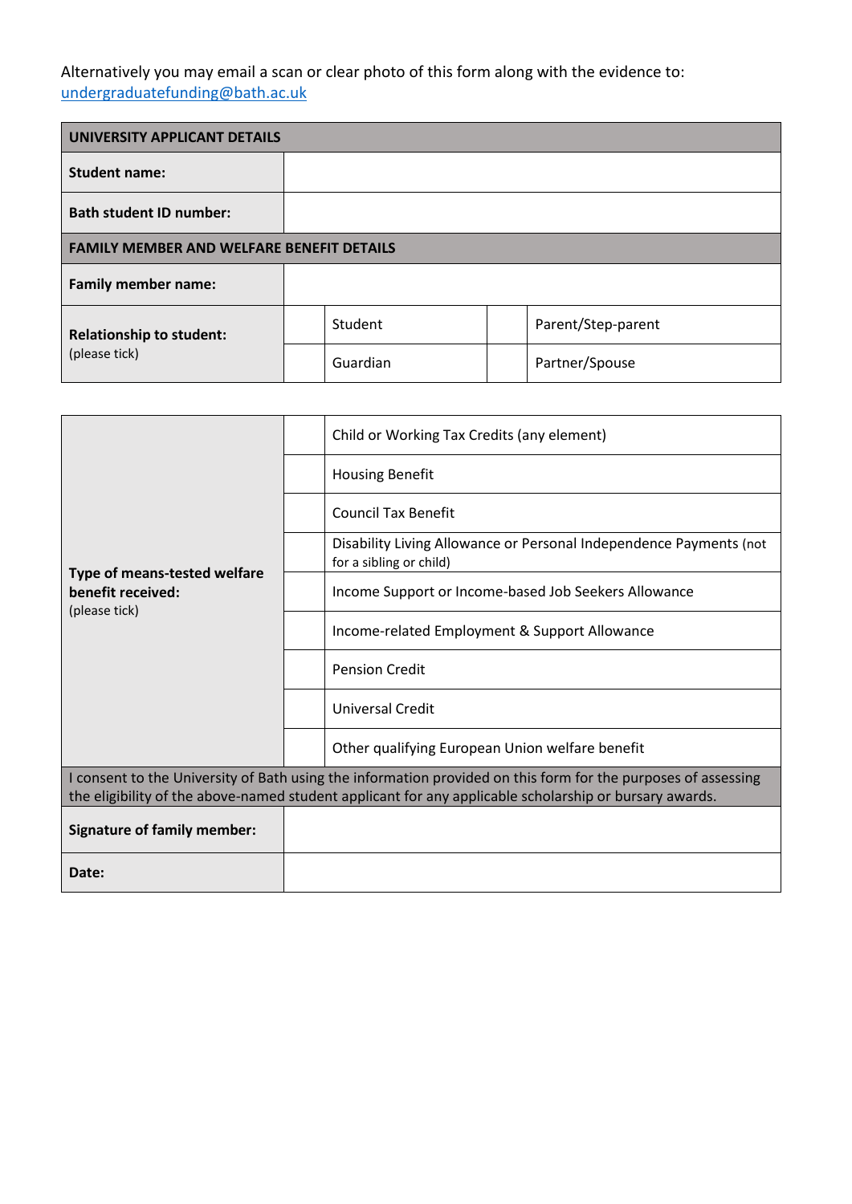Alternatively you may email a scan or clear photo of this form along with the evidence to: undergraduatefunding@bath.ac.uk

| UNIVERSITY APPLICANT DETAILS | | | | |
|---|---|---|---|---|
| **Student name:** | | | | |
| **Bath student ID number:** | | | | |
| **FAMILY MEMBER AND WELFARE BENEFIT DETAILS** | | | | |
| **Family member name:** | | | | |
| **Relationship to student:** (please tick) | | Student | | Parent/Step-parent |
| | | Guardian | | Partner/Spouse |

| | | |
|---|---|---|
| **Type of means-tested welfare benefit received:** (please tick) | | Child or Working Tax Credits (any element) |
| | | Housing Benefit |
| | | Council Tax Benefit |
| | | Disability Living Allowance or Personal Independence Payments (not for a sibling or child) |
| | | Income Support or Income-based Job Seekers Allowance |
| | | Income-related Employment & Support Allowance |
| | | Pension Credit |
| | | Universal Credit |
| | | Other qualifying European Union welfare benefit |
| I consent to the University of Bath using the information provided on this form for the purposes of assessing the eligibility of the above-named student applicant for any applicable scholarship or bursary awards. | | |
| **Signature of family member:** | | |
| **Date:** | | |